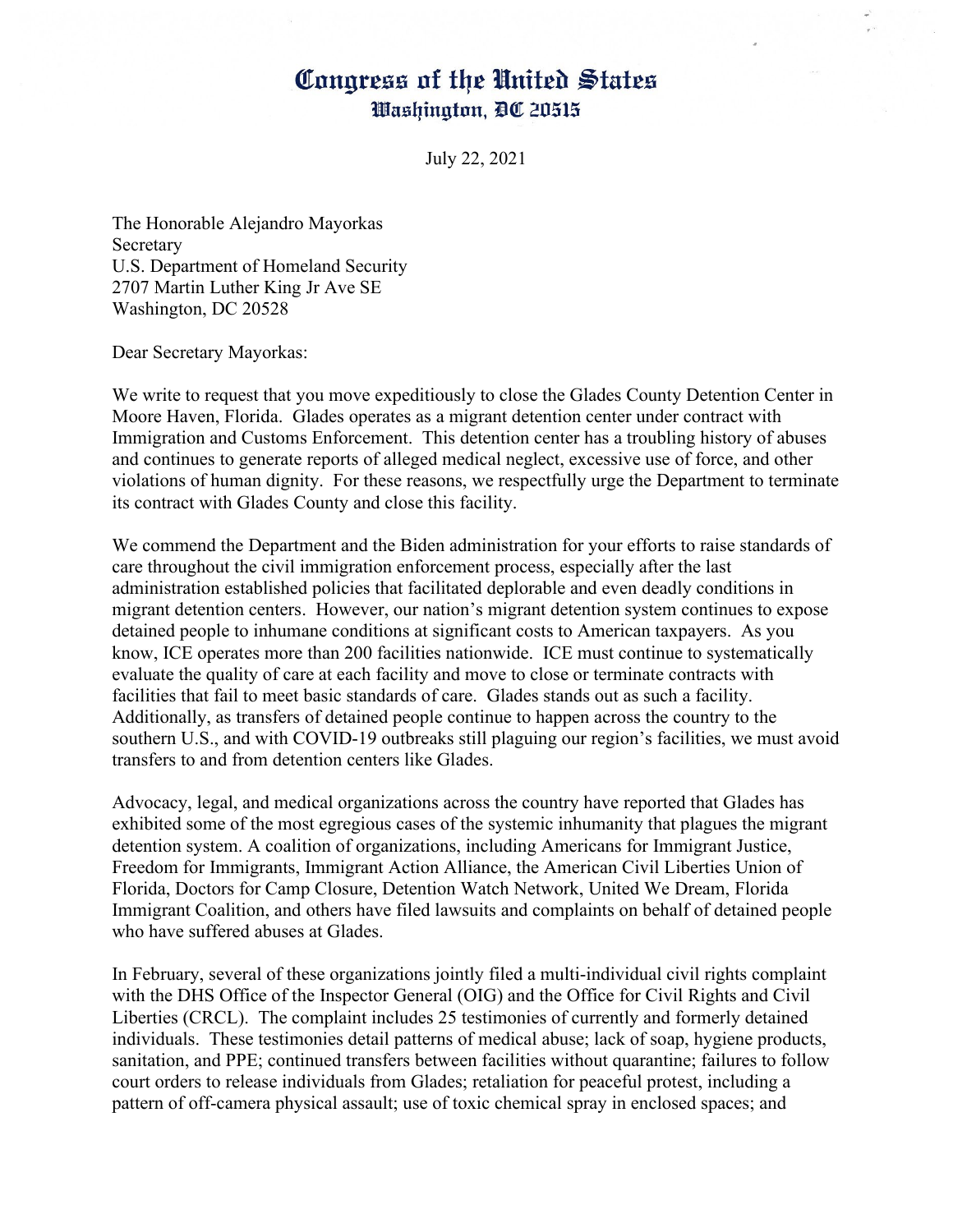# Congress of the United States
## Washington, DC 20515

July 22, 2021

The Honorable Alejandro Mayorkas
Secretary
U.S. Department of Homeland Security
2707 Martin Luther King Jr Ave SE
Washington, DC 20528

Dear Secretary Mayorkas:

We write to request that you move expeditiously to close the Glades County Detention Center in Moore Haven, Florida. Glades operates as a migrant detention center under contract with Immigration and Customs Enforcement. This detention center has a troubling history of abuses and continues to generate reports of alleged medical neglect, excessive use of force, and other violations of human dignity. For these reasons, we respectfully urge the Department to terminate its contract with Glades County and close this facility.

We commend the Department and the Biden administration for your efforts to raise standards of care throughout the civil immigration enforcement process, especially after the last administration established policies that facilitated deplorable and even deadly conditions in migrant detention centers. However, our nation's migrant detention system continues to expose detained people to inhumane conditions at significant costs to American taxpayers. As you know, ICE operates more than 200 facilities nationwide. ICE must continue to systematically evaluate the quality of care at each facility and move to close or terminate contracts with facilities that fail to meet basic standards of care. Glades stands out as such a facility. Additionally, as transfers of detained people continue to happen across the country to the southern U.S., and with COVID-19 outbreaks still plaguing our region's facilities, we must avoid transfers to and from detention centers like Glades.

Advocacy, legal, and medical organizations across the country have reported that Glades has exhibited some of the most egregious cases of the systemic inhumanity that plagues the migrant detention system. A coalition of organizations, including Americans for Immigrant Justice, Freedom for Immigrants, Immigrant Action Alliance, the American Civil Liberties Union of Florida, Doctors for Camp Closure, Detention Watch Network, United We Dream, Florida Immigrant Coalition, and others have filed lawsuits and complaints on behalf of detained people who have suffered abuses at Glades.

In February, several of these organizations jointly filed a multi-individual civil rights complaint with the DHS Office of the Inspector General (OIG) and the Office for Civil Rights and Civil Liberties (CRCL). The complaint includes 25 testimonies of currently and formerly detained individuals. These testimonies detail patterns of medical abuse; lack of soap, hygiene products, sanitation, and PPE; continued transfers between facilities without quarantine; failures to follow court orders to release individuals from Glades; retaliation for peaceful protest, including a pattern of off-camera physical assault; use of toxic chemical spray in enclosed spaces; and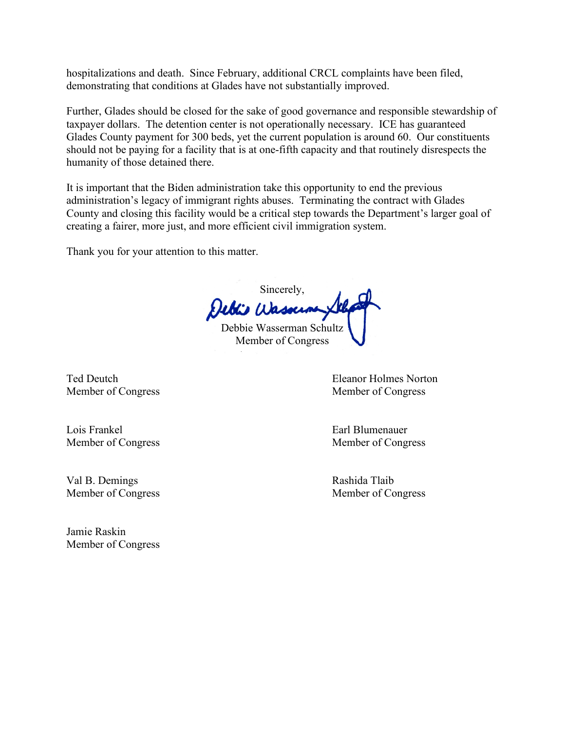hospitalizations and death. Since February, additional CRCL complaints have been filed, demonstrating that conditions at Glades have not substantially improved.

Further, Glades should be closed for the sake of good governance and responsible stewardship of taxpayer dollars. The detention center is not operationally necessary. ICE has guaranteed Glades County payment for 300 beds, yet the current population is around 60. Our constituents should not be paying for a facility that is at one-fifth capacity and that routinely disrespects the humanity of those detained there.

It is important that the Biden administration take this opportunity to end the previous administration's legacy of immigrant rights abuses. Terminating the contract with Glades County and closing this facility would be a critical step towards the Department's larger goal of creating a fairer, more just, and more efficient civil immigration system.

Thank you for your attention to this matter.

Sincerely,

Debbie Wasserman Schultz
Member of Congress

Ted Deutch
Member of Congress

Eleanor Holmes Norton
Member of Congress

Lois Frankel
Member of Congress

Earl Blumenauer
Member of Congress

Val B. Demings
Member of Congress

Rashida Tlaib
Member of Congress

Jamie Raskin
Member of Congress